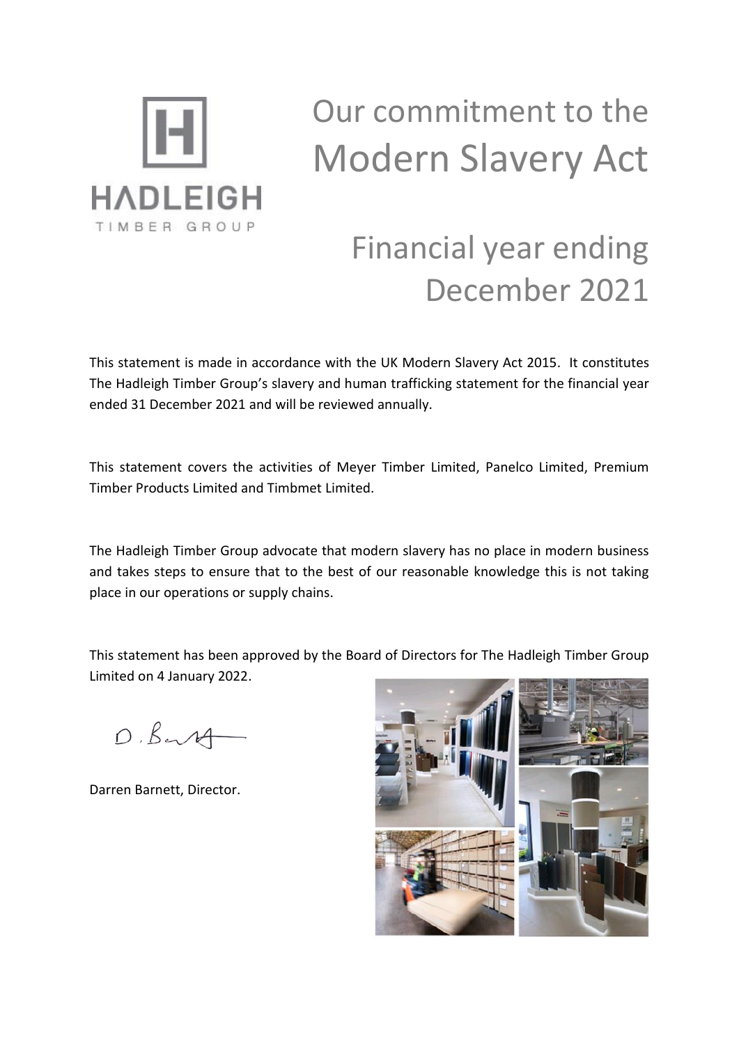HADLEIGH

TIMBER GROUP

# Our commitment to the Modern Slavery Act

## Financial year ending December 2021

This statement is made in accordance with the UK Modern Slavery Act 2015. It constitutes The Hadleigh Timber Group's slavery and human trafficking statement for the financial year ended 31 December 2021 and will be reviewed annually.

This statement covers the activities of Meyer Timber Limited, Panelco Limited, Premium Timber Products Limited and Timbmet Limited.

The Hadleigh Timber Group advocate that modern slavery has no place in modern business and takes steps to ensure that to the best of our reasonable knowledge this is not taking place in our operations or supply chains.

This statement has been approved by the Board of Directors for The Hadleigh Timber Group Limited on 4 January 2022.

D. Barnett

Darren Barnett, Director.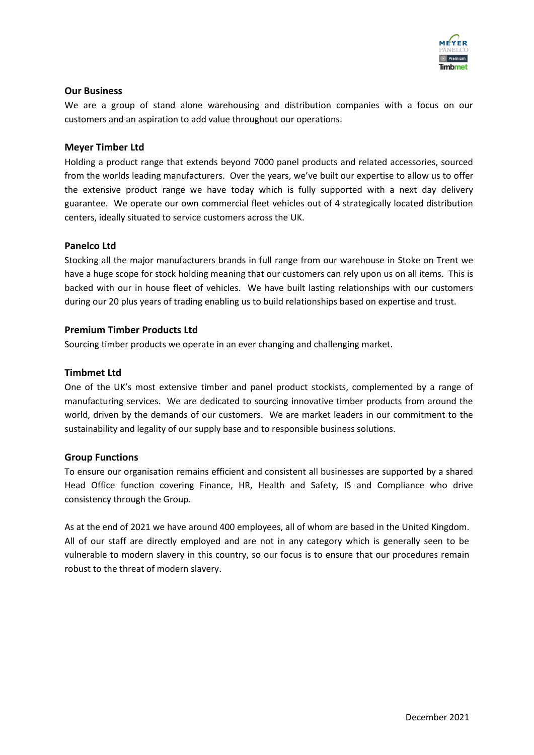## Our Business

We are a group of stand alone warehousing and distribution companies with a focus on our customers and an aspiration to add value throughout our operations.

## Meyer Timber Ltd

Holding a product range that extends beyond 7000 panel products and related accessories, sourced from the worlds leading manufacturers. Over the years, we've built our expertise to allow us to offer the extensive product range we have today which is fully supported with a next day delivery guarantee. We operate our own commercial fleet vehicles out of 4 strategically located distribution centers, ideally situated to service customers across the UK.

## Panelco Ltd

Stocking all the major manufacturers brands in full range from our warehouse in Stoke on Trent we have a huge scope for stock holding meaning that our customers can rely upon us on all items. This is backed with our in house fleet of vehicles. We have built lasting relationships with our customers during our 20 plus years of trading enabling us to build relationships based on expertise and trust.

## Premium Timber Products Ltd

Sourcing timber products we operate in an ever changing and challenging market.

## Timbmet Ltd

One of the UK's most extensive timber and panel product stockists, complemented by a range of manufacturing services. We are dedicated to sourcing innovative timber products from around the world, driven by the demands of our customers. We are market leaders in our commitment to the sustainability and legality of our supply base and to responsible business solutions.

## Group Functions

To ensure our organisation remains efficient and consistent all businesses are supported by a shared Head Office function covering Finance, HR, Health and Safety, IS and Compliance who drive consistency through the Group.

As at the end of 2021 we have around 400 employees, all of whom are based in the United Kingdom. All of our staff are directly employed and are not in any category which is generally seen to be vulnerable to modern slavery in this country, so our focus is to ensure that our procedures remain robust to the threat of modern slavery.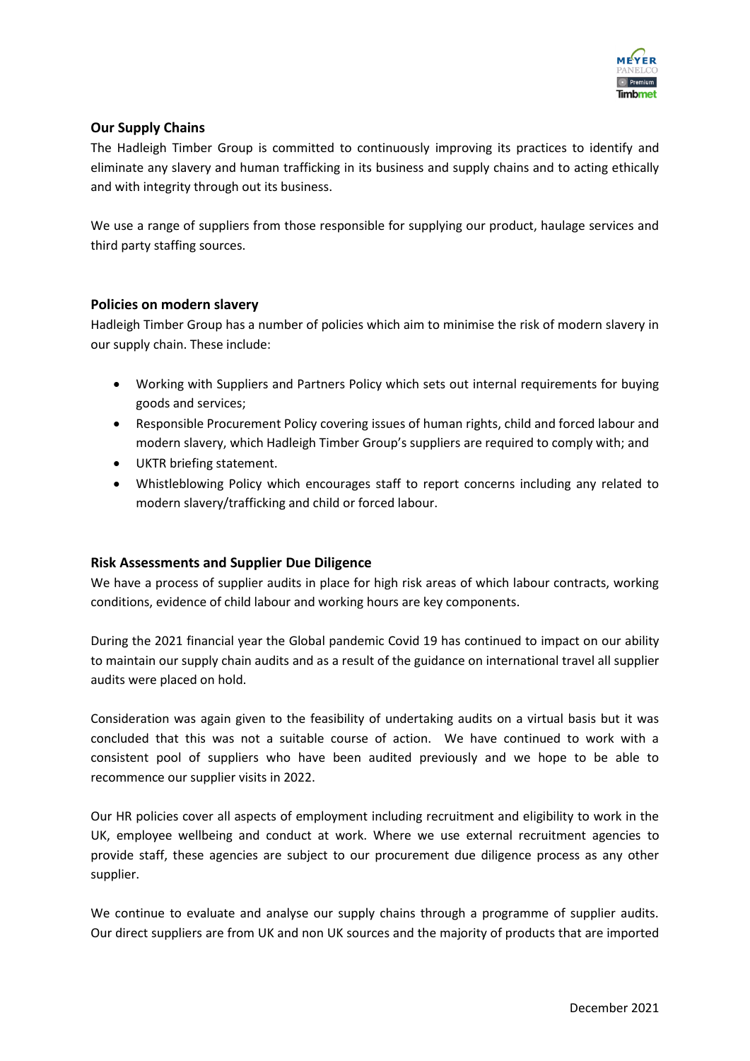## Our Supply Chains

The Hadleigh Timber Group is committed to continuously improving its practices to identify and eliminate any slavery and human trafficking in its business and supply chains and to acting ethically and with integrity through out its business.

We use a range of suppliers from those responsible for supplying our product, haulage services and third party staffing sources.

## Policies on modern slavery

Hadleigh Timber Group has a number of policies which aim to minimise the risk of modern slavery in our supply chain. These include:

- Working with Suppliers and Partners Policy which sets out internal requirements for buying goods and services;
- Responsible Procurement Policy covering issues of human rights, child and forced labour and modern slavery, which Hadleigh Timber Group's suppliers are required to comply with; and
- UKTR briefing statement.
- Whistleblowing Policy which encourages staff to report concerns including any related to modern slavery/trafficking and child or forced labour.

## Risk Assessments and Supplier Due Diligence

We have a process of supplier audits in place for high risk areas of which labour contracts, working conditions, evidence of child labour and working hours are key components.

During the 2021 financial year the Global pandemic Covid 19 has continued to impact on our ability to maintain our supply chain audits and as a result of the guidance on international travel all supplier audits were placed on hold.

Consideration was again given to the feasibility of undertaking audits on a virtual basis but it was concluded that this was not a suitable course of action. We have continued to work with a consistent pool of suppliers who have been audited previously and we hope to be able to recommence our supplier visits in 2022.

Our HR policies cover all aspects of employment including recruitment and eligibility to work in the UK, employee wellbeing and conduct at work. Where we use external recruitment agencies to provide staff, these agencies are subject to our procurement due diligence process as any other supplier.

We continue to evaluate and analyse our supply chains through a programme of supplier audits. Our direct suppliers are from UK and non UK sources and the majority of products that are imported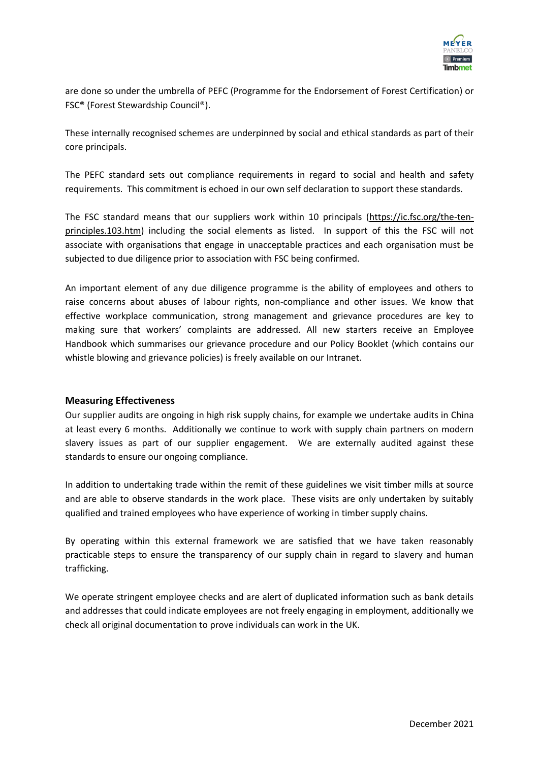are done so under the umbrella of PEFC (Programme for the Endorsement of Forest Certification) or FSC® (Forest Stewardship Council®).

These internally recognised schemes are underpinned by social and ethical standards as part of their core principals.

The PEFC standard sets out compliance requirements in regard to social and health and safety requirements. This commitment is echoed in our own self declaration to support these standards.

The FSC standard means that our suppliers work within 10 principals (https://ic.fsc.org/the-ten-principles.103.htm) including the social elements as listed. In support of this the FSC will not associate with organisations that engage in unacceptable practices and each organisation must be subjected to due diligence prior to association with FSC being confirmed.

An important element of any due diligence programme is the ability of employees and others to raise concerns about abuses of labour rights, non-compliance and other issues. We know that effective workplace communication, strong management and grievance procedures are key to making sure that workers' complaints are addressed. All new starters receive an Employee Handbook which summarises our grievance procedure and our Policy Booklet (which contains our whistle blowing and grievance policies) is freely available on our Intranet.

### Measuring Effectiveness

Our supplier audits are ongoing in high risk supply chains, for example we undertake audits in China at least every 6 months. Additionally we continue to work with supply chain partners on modern slavery issues as part of our supplier engagement. We are externally audited against these standards to ensure our ongoing compliance.

In addition to undertaking trade within the remit of these guidelines we visit timber mills at source and are able to observe standards in the work place. These visits are only undertaken by suitably qualified and trained employees who have experience of working in timber supply chains.

By operating within this external framework we are satisfied that we have taken reasonably practicable steps to ensure the transparency of our supply chain in regard to slavery and human trafficking.

We operate stringent employee checks and are alert of duplicated information such as bank details and addresses that could indicate employees are not freely engaging in employment, additionally we check all original documentation to prove individuals can work in the UK.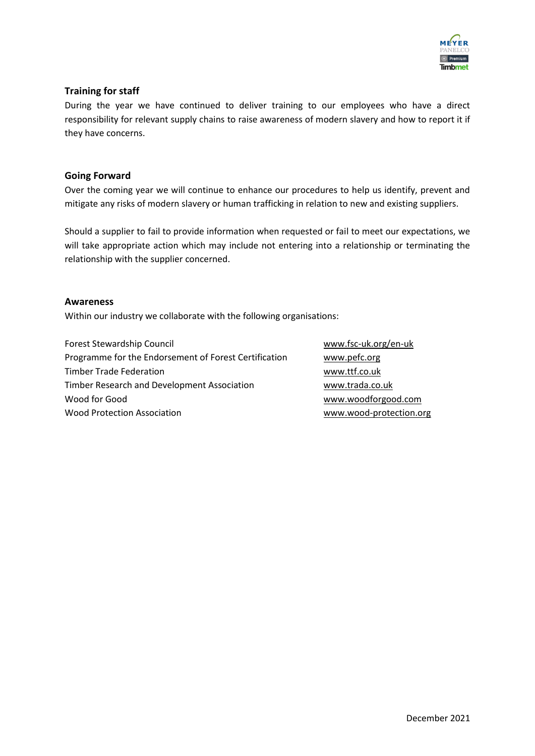## Training for staff

During the year we have continued to deliver training to our employees who have a direct responsibility for relevant supply chains to raise awareness of modern slavery and how to report it if they have concerns.

## Going Forward

Over the coming year we will continue to enhance our procedures to help us identify, prevent and mitigate any risks of modern slavery or human trafficking in relation to new and existing suppliers.

Should a supplier to fail to provide information when requested or fail to meet our expectations, we will take appropriate action which may include not entering into a relationship or terminating the relationship with the supplier concerned.

## Awareness

Within our industry we collaborate with the following organisations:

| | |
|---|---|
| Forest Stewardship Council | www.fsc-uk.org/en-uk |
| Programme for the Endorsement of Forest Certification | www.pefc.org |
| Timber Trade Federation | www.ttf.co.uk |
| Timber Research and Development Association | www.trada.co.uk |
| Wood for Good | www.woodforgood.com |
| Wood Protection Association | www.wood-protection.org |

December 2021